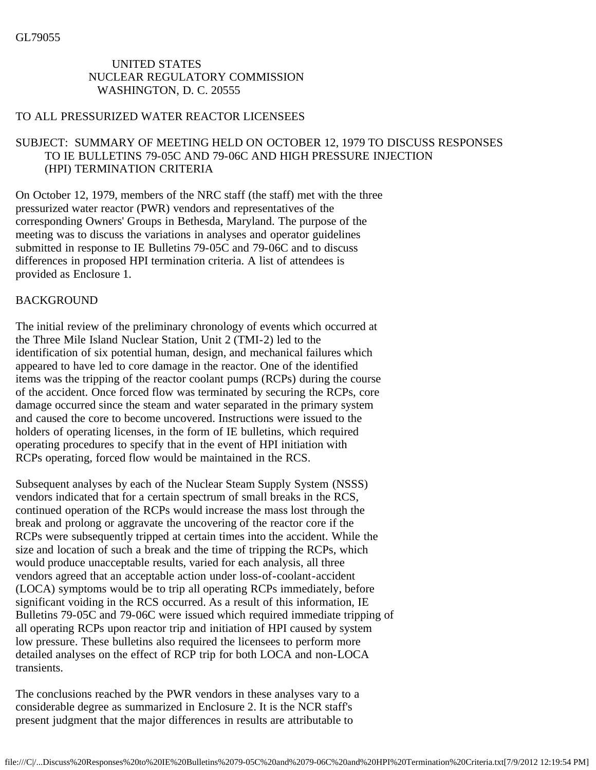GL79055

UNITED STATES
NUCLEAR REGULATORY COMMISSION
WASHINGTON, D. C. 20555

TO ALL PRESSURIZED WATER REACTOR LICENSEES

SUBJECT: SUMMARY OF MEETING HELD ON OCTOBER 12, 1979 TO DISCUSS RESPONSES TO IE BULLETINS 79-05C AND 79-06C AND HIGH PRESSURE INJECTION (HPI) TERMINATION CRITERIA

On October 12, 1979, members of the NRC staff (the staff) met with the three pressurized water reactor (PWR) vendors and representatives of the corresponding Owners' Groups in Bethesda, Maryland. The purpose of the meeting was to discuss the variations in analyses and operator guidelines submitted in response to IE Bulletins 79-05C and 79-06C and to discuss differences in proposed HPI termination criteria. A list of attendees is provided as Enclosure 1.

## BACKGROUND

The initial review of the preliminary chronology of events which occurred at the Three Mile Island Nuclear Station, Unit 2 (TMI-2) led to the identification of six potential human, design, and mechanical failures which appeared to have led to core damage in the reactor. One of the identified items was the tripping of the reactor coolant pumps (RCPs) during the course of the accident. Once forced flow was terminated by securing the RCPs, core damage occurred since the steam and water separated in the primary system and caused the core to become uncovered. Instructions were issued to the holders of operating licenses, in the form of IE bulletins, which required operating procedures to specify that in the event of HPI initiation with RCPs operating, forced flow would be maintained in the RCS.

Subsequent analyses by each of the Nuclear Steam Supply System (NSSS) vendors indicated that for a certain spectrum of small breaks in the RCS, continued operation of the RCPs would increase the mass lost through the break and prolong or aggravate the uncovering of the reactor core if the RCPs were subsequently tripped at certain times into the accident. While the size and location of such a break and the time of tripping the RCPs, which would produce unacceptable results, varied for each analysis, all three vendors agreed that an acceptable action under loss-of-coolant-accident (LOCA) symptoms would be to trip all operating RCPs immediately, before significant voiding in the RCS occurred. As a result of this information, IE Bulletins 79-05C and 79-06C were issued which required immediate tripping of all operating RCPs upon reactor trip and initiation of HPI caused by system low pressure. These bulletins also required the licensees to perform more detailed analyses on the effect of RCP trip for both LOCA and non-LOCA transients.

The conclusions reached by the PWR vendors in these analyses vary to a considerable degree as summarized in Enclosure 2. It is the NCR staff's present judgment that the major differences in results are attributable to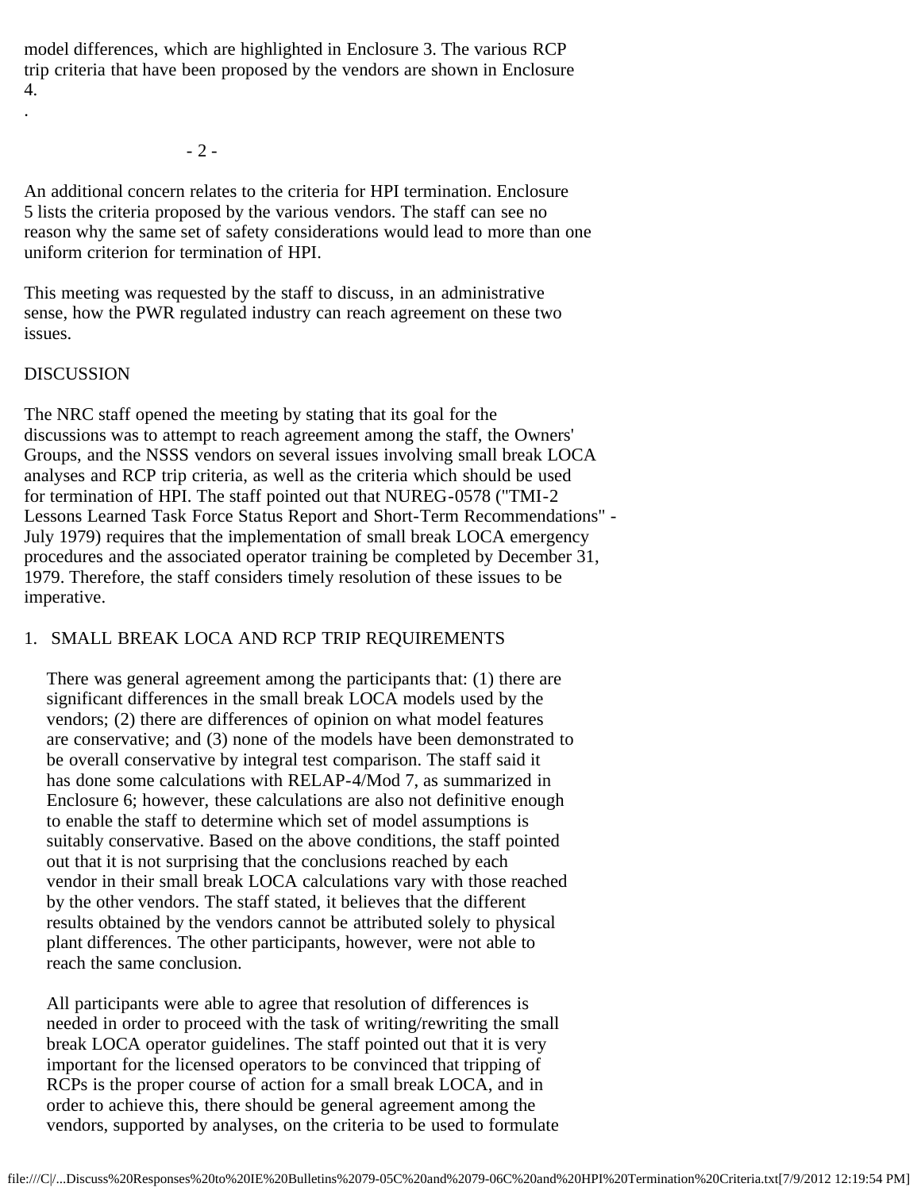model differences, which are highlighted in Enclosure 3. The various RCP trip criteria that have been proposed by the vendors are shown in Enclosure 4.

An additional concern relates to the criteria for HPI termination. Enclosure 5 lists the criteria proposed by the various vendors. The staff can see no reason why the same set of safety considerations would lead to more than one uniform criterion for termination of HPI.

This meeting was requested by the staff to discuss, in an administrative sense, how the PWR regulated industry can reach agreement on these two issues.

DISCUSSION

The NRC staff opened the meeting by stating that its goal for the discussions was to attempt to reach agreement among the staff, the Owners' Groups, and the NSSS vendors on several issues involving small break LOCA analyses and RCP trip criteria, as well as the criteria which should be used for termination of HPI. The staff pointed out that NUREG-0578 ("TMI-2 Lessons Learned Task Force Status Report and Short-Term Recommendations" - July 1979) requires that the implementation of small break LOCA emergency procedures and the associated operator training be completed by December 31, 1979. Therefore, the staff considers timely resolution of these issues to be imperative.

1. SMALL BREAK LOCA AND RCP TRIP REQUIREMENTS

   There was general agreement among the participants that: (1) there are significant differences in the small break LOCA models used by the vendors; (2) there are differences of opinion on what model features are conservative; and (3) none of the models have been demonstrated to be overall conservative by integral test comparison. The staff said it has done some calculations with RELAP-4/Mod 7, as summarized in Enclosure 6; however, these calculations are also not definitive enough to enable the staff to determine which set of model assumptions is suitably conservative. Based on the above conditions, the staff pointed out that it is not surprising that the conclusions reached by each vendor in their small break LOCA calculations vary with those reached by the other vendors. The staff stated, it believes that the different results obtained by the vendors cannot be attributed solely to physical plant differences. The other participants, however, were not able to reach the same conclusion.

   All participants were able to agree that resolution of differences is needed in order to proceed with the task of writing/rewriting the small break LOCA operator guidelines. The staff pointed out that it is very important for the licensed operators to be convinced that tripping of RCPs is the proper course of action for a small break LOCA, and in order to achieve this, there should be general agreement among the vendors, supported by analyses, on the criteria to be used to formulate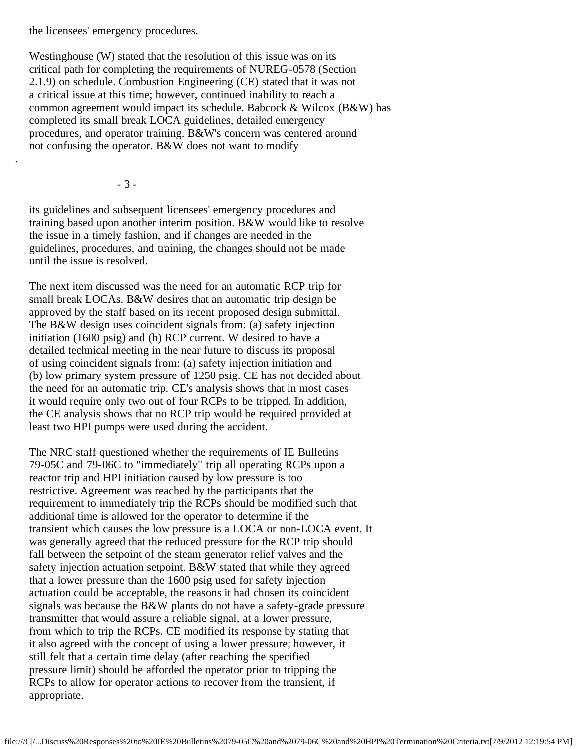the licensees' emergency procedures.

Westinghouse (W) stated that the resolution of this issue was on its critical path for completing the requirements of NUREG-0578 (Section 2.1.9) on schedule. Combustion Engineering (CE) stated that it was not a critical issue at this time; however, continued inability to reach a common agreement would impact its schedule. Babcock & Wilcox (B&W) has completed its small break LOCA guidelines, detailed emergency procedures, and operator training. B&W's concern was centered around not confusing the operator. B&W does not want to modify its guidelines and subsequent licensees' emergency procedures and training based upon another interim position. B&W would like to resolve the issue in a timely fashion, and if changes are needed in the guidelines, procedures, and training, the changes should not be made until the issue is resolved.

The next item discussed was the need for an automatic RCP trip for small break LOCAs. B&W desires that an automatic trip design be approved by the staff based on its recent proposed design submittal. The B&W design uses coincident signals from: (a) safety injection initiation (1600 psig) and (b) RCP current. W desired to have a detailed technical meeting in the near future to discuss its proposal of using coincident signals from: (a) safety injection initiation and (b) low primary system pressure of 1250 psig. CE has not decided about the need for an automatic trip. CE's analysis shows that in most cases it would require only two out of four RCPs to be tripped. In addition, the CE analysis shows that no RCP trip would be required provided at least two HPI pumps were used during the accident.

The NRC staff questioned whether the requirements of IE Bulletins 79-05C and 79-06C to "immediately" trip all operating RCPs upon a reactor trip and HPI initiation caused by low pressure is too restrictive. Agreement was reached by the participants that the requirement to immediately trip the RCPs should be modified such that additional time is allowed for the operator to determine if the transient which causes the low pressure is a LOCA or non-LOCA event. It was generally agreed that the reduced pressure for the RCP trip should fall between the setpoint of the steam generator relief valves and the safety injection actuation setpoint. B&W stated that while they agreed that a lower pressure than the 1600 psig used for safety injection actuation could be acceptable, the reasons it had chosen its coincident signals was because the B&W plants do not have a safety-grade pressure transmitter that would assure a reliable signal, at a lower pressure, from which to trip the RCPs. CE modified its response by stating that it also agreed with the concept of using a lower pressure; however, it still felt that a certain time delay (after reaching the specified pressure limit) should be afforded the operator prior to tripping the RCPs to allow for operator actions to recover from the transient, if appropriate.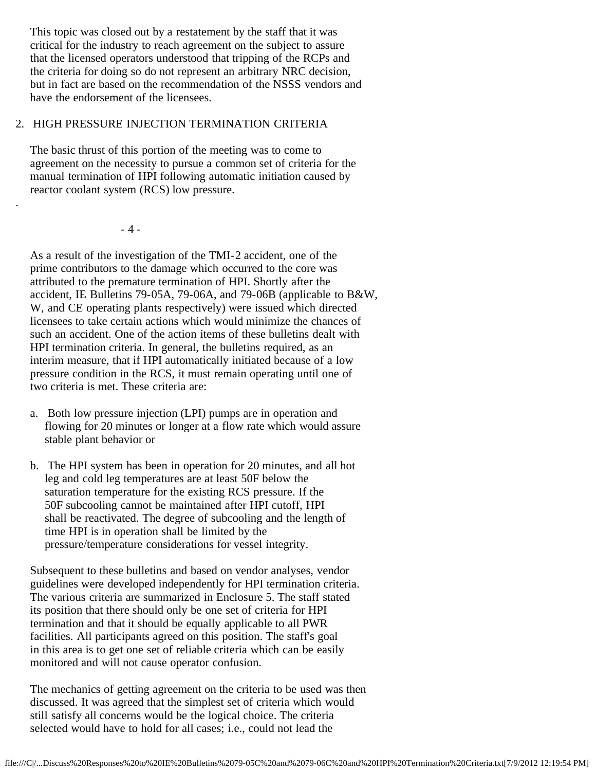This topic was closed out by a restatement by the staff that it was critical for the industry to reach agreement on the subject to assure that the licensed operators understood that tripping of the RCPs and the criteria for doing so do not represent an arbitrary NRC decision, but in fact are based on the recommendation of the NSSS vendors and have the endorsement of the licensees.

2. HIGH PRESSURE INJECTION TERMINATION CRITERIA

The basic thrust of this portion of the meeting was to come to agreement on the necessity to pursue a common set of criteria for the manual termination of HPI following automatic initiation caused by reactor coolant system (RCS) low pressure.

As a result of the investigation of the TMI-2 accident, one of the prime contributors to the damage which occurred to the core was attributed to the premature termination of HPI. Shortly after the accident, IE Bulletins 79-05A, 79-06A, and 79-06B (applicable to B&W, W, and CE operating plants respectively) were issued which directed licensees to take certain actions which would minimize the chances of such an accident. One of the action items of these bulletins dealt with HPI termination criteria. In general, the bulletins required, as an interim measure, that if HPI automatically initiated because of a low pressure condition in the RCS, it must remain operating until one of two criteria is met. These criteria are:

a. Both low pressure injection (LPI) pumps are in operation and flowing for 20 minutes or longer at a flow rate which would assure stable plant behavior or

b. The HPI system has been in operation for 20 minutes, and all hot leg and cold leg temperatures are at least 50F below the saturation temperature for the existing RCS pressure. If the 50F subcooling cannot be maintained after HPI cutoff, HPI shall be reactivated. The degree of subcooling and the length of time HPI is in operation shall be limited by the pressure/temperature considerations for vessel integrity.

Subsequent to these bulletins and based on vendor analyses, vendor guidelines were developed independently for HPI termination criteria. The various criteria are summarized in Enclosure 5. The staff stated its position that there should only be one set of criteria for HPI termination and that it should be equally applicable to all PWR facilities. All participants agreed on this position. The staff's goal in this area is to get one set of reliable criteria which can be easily monitored and will not cause operator confusion.

The mechanics of getting agreement on the criteria to be used was then discussed. It was agreed that the simplest set of criteria which would still satisfy all concerns would be the logical choice. The criteria selected would have to hold for all cases; i.e., could not lead the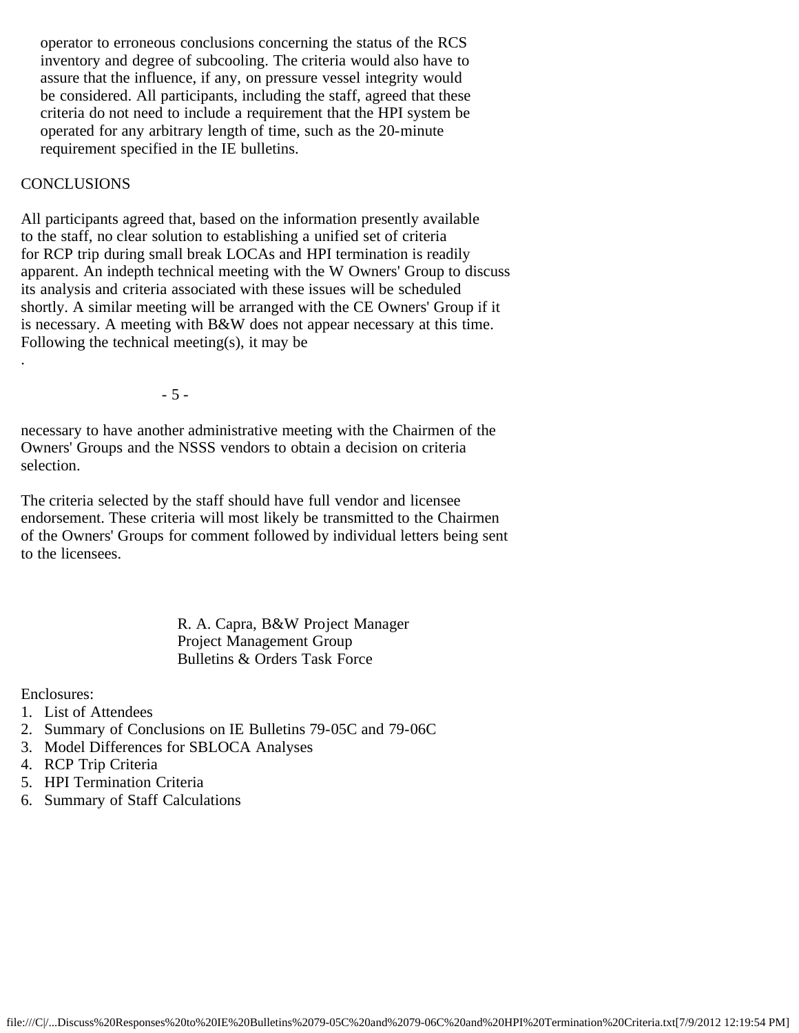operator to erroneous conclusions concerning the status of the RCS inventory and degree of subcooling. The criteria would also have to assure that the influence, if any, on pressure vessel integrity would be considered. All participants, including the staff, agreed that these criteria do not need to include a requirement that the HPI system be operated for any arbitrary length of time, such as the 20-minute requirement specified in the IE bulletins.

## CONCLUSIONS

All participants agreed that, based on the information presently available to the staff, no clear solution to establishing a unified set of criteria for RCP trip during small break LOCAs and HPI termination is readily apparent. An indepth technical meeting with the W Owners' Group to discuss its analysis and criteria associated with these issues will be scheduled shortly. A similar meeting will be arranged with the CE Owners' Group if it is necessary. A meeting with B&W does not appear necessary at this time. Following the technical meeting(s), it may be necessary to have another administrative meeting with the Chairmen of the Owners' Groups and the NSSS vendors to obtain a decision on criteria selection.

The criteria selected by the staff should have full vendor and licensee endorsement. These criteria will most likely be transmitted to the Chairmen of the Owners' Groups for comment followed by individual letters being sent to the licensees.

R. A. Capra, B&W Project Manager
Project Management Group
Bulletins & Orders Task Force

Enclosures:

1. List of Attendees
2. Summary of Conclusions on IE Bulletins 79-05C and 79-06C
3. Model Differences for SBLOCA Analyses
4. RCP Trip Criteria
5. HPI Termination Criteria
6. Summary of Staff Calculations